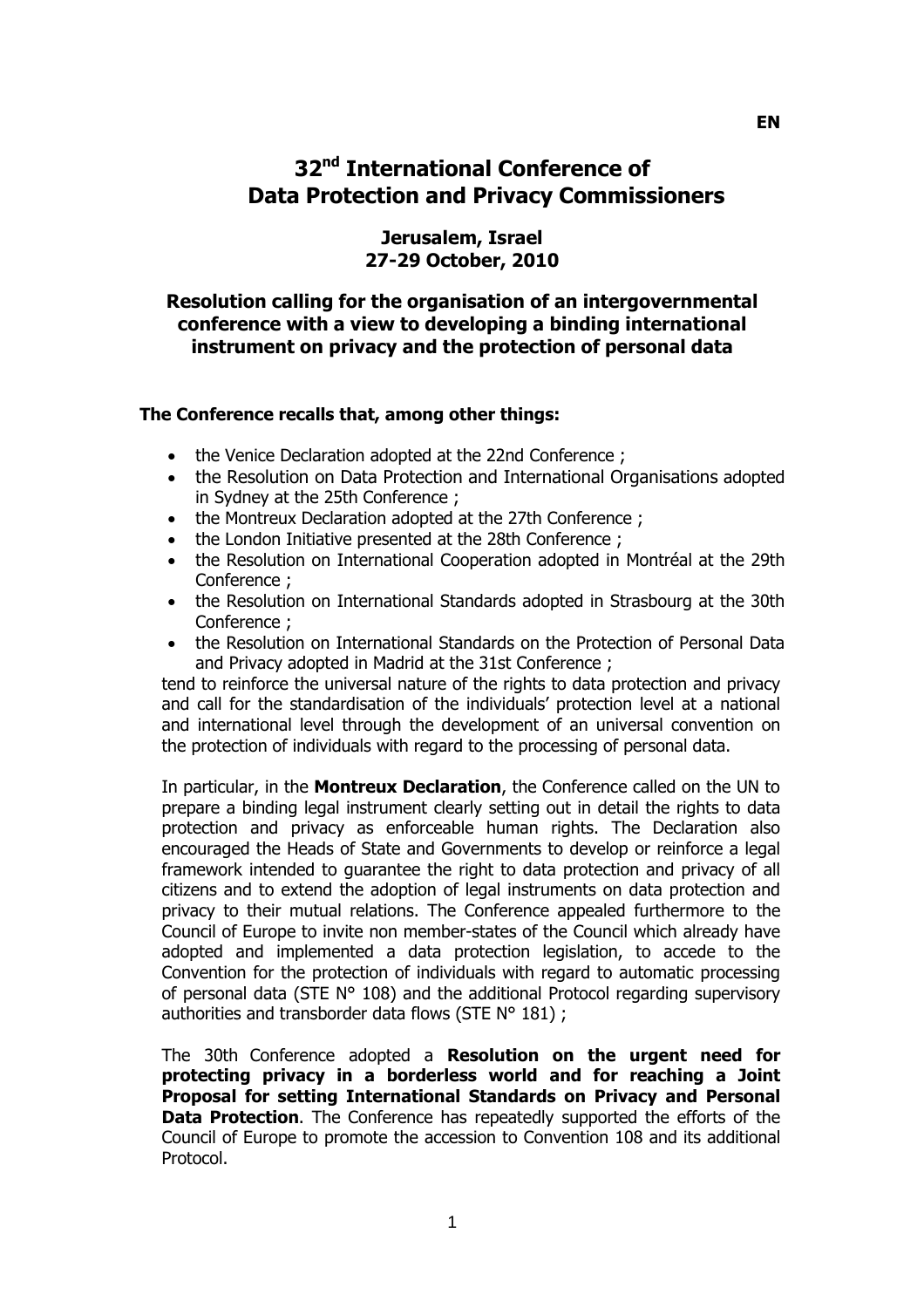EN

# 32nd International Conference of Data Protection and Privacy Commissioners

### Jerusalem, Israel
### 27-29 October, 2010

## Resolution calling for the organisation of an intergovernmental conference with a view to developing a binding international instrument on privacy and the protection of personal data

**The Conference recalls that, among other things:**

- the Venice Declaration adopted at the 22nd Conference ;
- the Resolution on Data Protection and International Organisations adopted in Sydney at the 25th Conference ;
- the Montreux Declaration adopted at the 27th Conference ;
- the London Initiative presented at the 28th Conference ;
- the Resolution on International Cooperation adopted in Montréal at the 29th Conference ;
- the Resolution on International Standards adopted in Strasbourg at the 30th Conference ;
- the Resolution on International Standards on the Protection of Personal Data and Privacy adopted in Madrid at the 31st Conference ;

tend to reinforce the universal nature of the rights to data protection and privacy and call for the standardisation of the individuals' protection level at a national and international level through the development of an universal convention on the protection of individuals with regard to the processing of personal data.

In particular, in the **Montreux Declaration**, the Conference called on the UN to prepare a binding legal instrument clearly setting out in detail the rights to data protection and privacy as enforceable human rights. The Declaration also encouraged the Heads of State and Governments to develop or reinforce a legal framework intended to guarantee the right to data protection and privacy of all citizens and to extend the adoption of legal instruments on data protection and privacy to their mutual relations. The Conference appealed furthermore to the Council of Europe to invite non member-states of the Council which already have adopted and implemented a data protection legislation, to accede to the Convention for the protection of individuals with regard to automatic processing of personal data (STE N° 108) and the additional Protocol regarding supervisory authorities and transborder data flows (STE N° 181) ;

The 30th Conference adopted a **Resolution on the urgent need for protecting privacy in a borderless world and for reaching a Joint Proposal for setting International Standards on Privacy and Personal Data Protection**. The Conference has repeatedly supported the efforts of the Council of Europe to promote the accession to Convention 108 and its additional Protocol.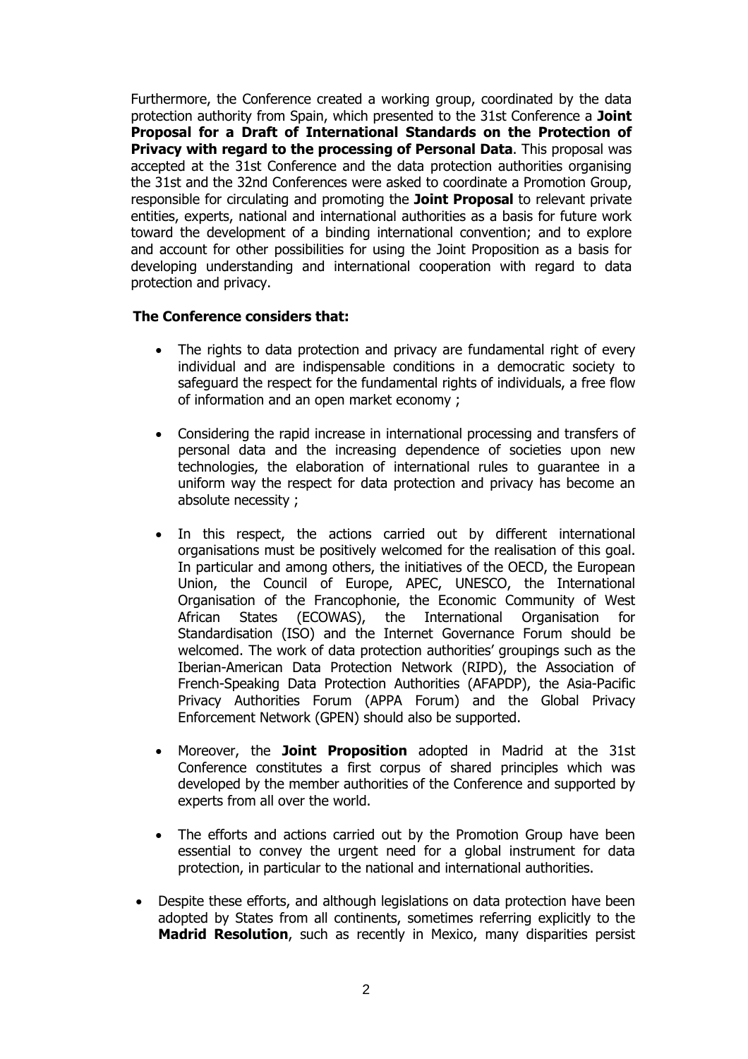Furthermore, the Conference created a working group, coordinated by the data protection authority from Spain, which presented to the 31st Conference a **Joint Proposal for a Draft of International Standards on the Protection of Privacy with regard to the processing of Personal Data**. This proposal was accepted at the 31st Conference and the data protection authorities organising the 31st and the 32nd Conferences were asked to coordinate a Promotion Group, responsible for circulating and promoting the **Joint Proposal** to relevant private entities, experts, national and international authorities as a basis for future work toward the development of a binding international convention; and to explore and account for other possibilities for using the Joint Proposition as a basis for developing understanding and international cooperation with regard to data protection and privacy.

**The Conference considers that:**

- The rights to data protection and privacy are fundamental right of every individual and are indispensable conditions in a democratic society to safeguard the respect for the fundamental rights of individuals, a free flow of information and an open market economy ;

- Considering the rapid increase in international processing and transfers of personal data and the increasing dependence of societies upon new technologies, the elaboration of international rules to guarantee in a uniform way the respect for data protection and privacy has become an absolute necessity ;

- In this respect, the actions carried out by different international organisations must be positively welcomed for the realisation of this goal. In particular and among others, the initiatives of the OECD, the European Union, the Council of Europe, APEC, UNESCO, the International Organisation of the Francophonie, the Economic Community of West African States (ECOWAS), the International Organisation for Standardisation (ISO) and the Internet Governance Forum should be welcomed. The work of data protection authorities' groupings such as the Iberian-American Data Protection Network (RIPD), the Association of French-Speaking Data Protection Authorities (AFAPDP), the Asia-Pacific Privacy Authorities Forum (APPA Forum) and the Global Privacy Enforcement Network (GPEN) should also be supported.

- Moreover, the **Joint Proposition** adopted in Madrid at the 31st Conference constitutes a first corpus of shared principles which was developed by the member authorities of the Conference and supported by experts from all over the world.

- The efforts and actions carried out by the Promotion Group have been essential to convey the urgent need for a global instrument for data protection, in particular to the national and international authorities.

- Despite these efforts, and although legislations on data protection have been adopted by States from all continents, sometimes referring explicitly to the **Madrid Resolution**, such as recently in Mexico, many disparities persist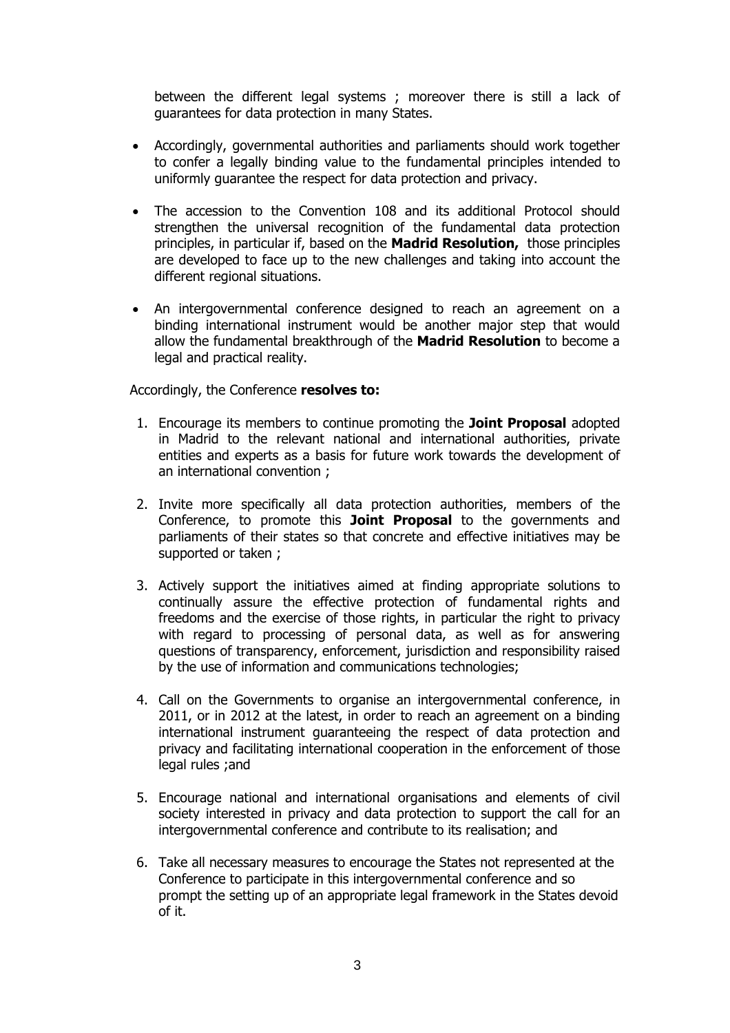between the different legal systems ; moreover there is still a lack of guarantees for data protection in many States.

- Accordingly, governmental authorities and parliaments should work together to confer a legally binding value to the fundamental principles intended to uniformly guarantee the respect for data protection and privacy.
- The accession to the Convention 108 and its additional Protocol should strengthen the universal recognition of the fundamental data protection principles, in particular if, based on the **Madrid Resolution,** those principles are developed to face up to the new challenges and taking into account the different regional situations.
- An intergovernmental conference designed to reach an agreement on a binding international instrument would be another major step that would allow the fundamental breakthrough of the **Madrid Resolution** to become a legal and practical reality.

Accordingly, the Conference **resolves to:**

1. Encourage its members to continue promoting the **Joint Proposal** adopted in Madrid to the relevant national and international authorities, private entities and experts as a basis for future work towards the development of an international convention ;
2. Invite more specifically all data protection authorities, members of the Conference, to promote this **Joint Proposal** to the governments and parliaments of their states so that concrete and effective initiatives may be supported or taken ;
3. Actively support the initiatives aimed at finding appropriate solutions to continually assure the effective protection of fundamental rights and freedoms and the exercise of those rights, in particular the right to privacy with regard to processing of personal data, as well as for answering questions of transparency, enforcement, jurisdiction and responsibility raised by the use of information and communications technologies;
4. Call on the Governments to organise an intergovernmental conference, in 2011, or in 2012 at the latest, in order to reach an agreement on a binding international instrument guaranteeing the respect of data protection and privacy and facilitating international cooperation in the enforcement of those legal rules ;and
5. Encourage national and international organisations and elements of civil society interested in privacy and data protection to support the call for an intergovernmental conference and contribute to its realisation; and
6. Take all necessary measures to encourage the States not represented at the Conference to participate in this intergovernmental conference and so prompt the setting up of an appropriate legal framework in the States devoid of it.